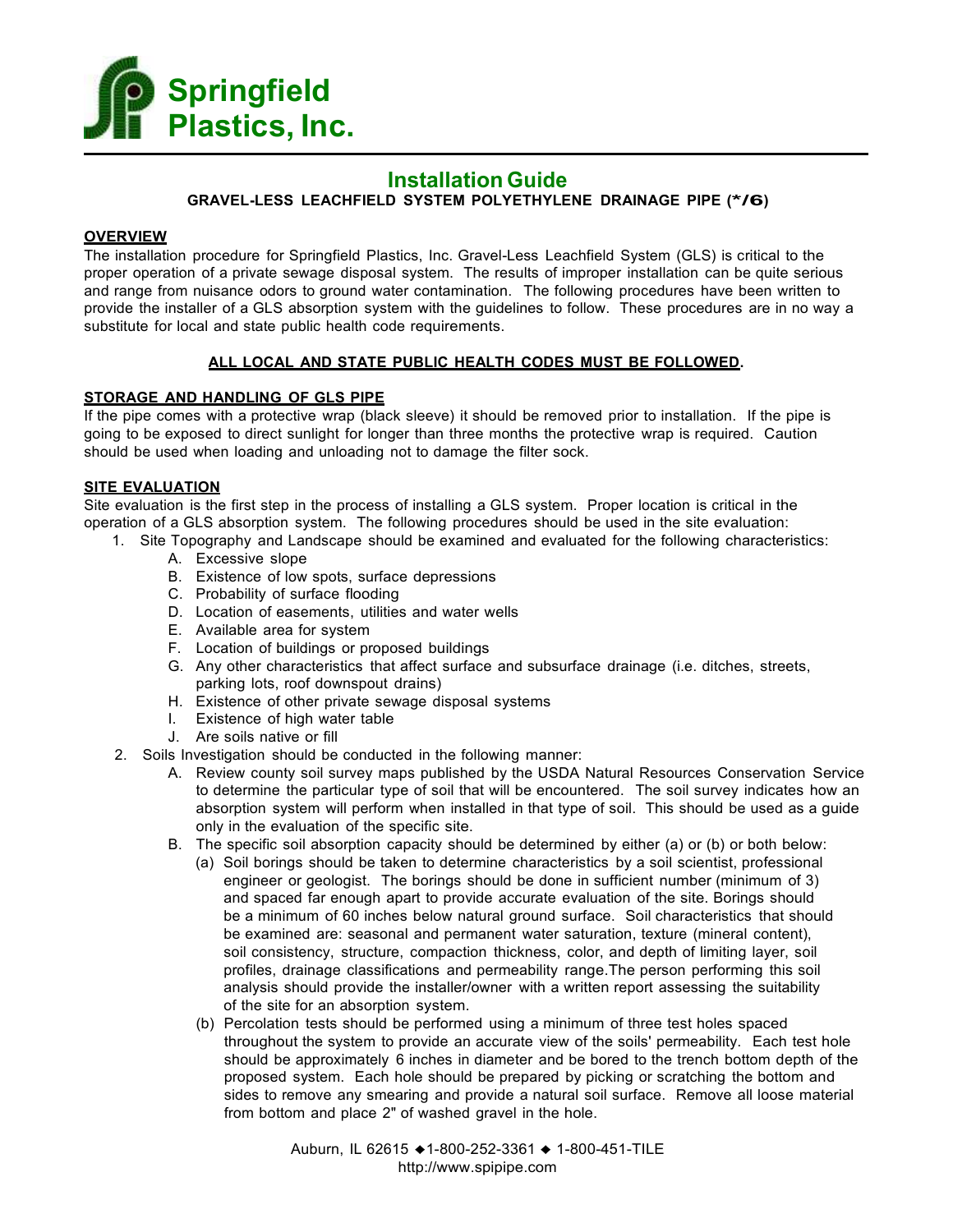# Springfield Plastics, Inc.

## Installation Guide

**GRAVEL-LESS LEACHFIELD SYSTEM POLYETHYLENE DRAINAGE PIPE (*/6)**

**<u>OVERVIEW</u>**

The installation procedure for Springfield Plastics, Inc. Gravel-Less Leachfield System (GLS) is critical to the proper operation of a private sewage disposal system. The results of improper installation can be quite serious and range from nuisance odors to ground water contamination. The following procedures have been written to provide the installer of a GLS absorption system with the guidelines to follow. These procedures are in no way a substitute for local and state public health code requirements.

**<u>ALL LOCAL AND STATE PUBLIC HEALTH CODES MUST BE FOLLOWED</u>.**

**<u>STORAGE AND HANDLING OF GLS PIPE</u>**

If the pipe comes with a protective wrap (black sleeve) it should be removed prior to installation. If the pipe is going to be exposed to direct sunlight for longer than three months the protective wrap is required. Caution should be used when loading and unloading not to damage the filter sock.

**<u>SITE EVALUATION</u>**

Site evaluation is the first step in the process of installing a GLS system. Proper location is critical in the operation of a GLS absorption system. The following procedures should be used in the site evaluation:

1. Site Topography and Landscape should be examined and evaluated for the following characteristics:
   - A. Excessive slope
   - B. Existence of low spots, surface depressions
   - C. Probability of surface flooding
   - D. Location of easements, utilities and water wells
   - E. Available area for system
   - F. Location of buildings or proposed buildings
   - G. Any other characteristics that affect surface and subsurface drainage (i.e. ditches, streets, parking lots, roof downspout drains)
   - H. Existence of other private sewage disposal systems
   - I. Existence of high water table
   - J. Are soils native or fill
2. Soils Investigation should be conducted in the following manner:
   - A. Review county soil survey maps published by the USDA Natural Resources Conservation Service to determine the particular type of soil that will be encountered. The soil survey indicates how an absorption system will perform when installed in that type of soil. This should be used as a guide only in the evaluation of the specific site.
   - B. The specific soil absorption capacity should be determined by either (a) or (b) or both below:
     - (a) Soil borings should be taken to determine characteristics by a soil scientist, professional engineer or geologist. The borings should be done in sufficient number (minimum of 3) and spaced far enough apart to provide accurate evaluation of the site. Borings should be a minimum of 60 inches below natural ground surface. Soil characteristics that should be examined are: seasonal and permanent water saturation, texture (mineral content), soil consistency, structure, compaction thickness, color, and depth of limiting layer, soil profiles, drainage classifications and permeability range.The person performing this soil analysis should provide the installer/owner with a written report assessing the suitability of the site for an absorption system.
     - (b) Percolation tests should be performed using a minimum of three test holes spaced throughout the system to provide an accurate view of the soils' permeability. Each test hole should be approximately 6 inches in diameter and be bored to the trench bottom depth of the proposed system. Each hole should be prepared by picking or scratching the bottom and sides to remove any smearing and provide a natural soil surface. Remove all loose material from bottom and place 2" of washed gravel in the hole.

Auburn, IL 62615 ◆ 1-800-252-3361 ◆ 1-800-451-TILE
http://www.spipipe.com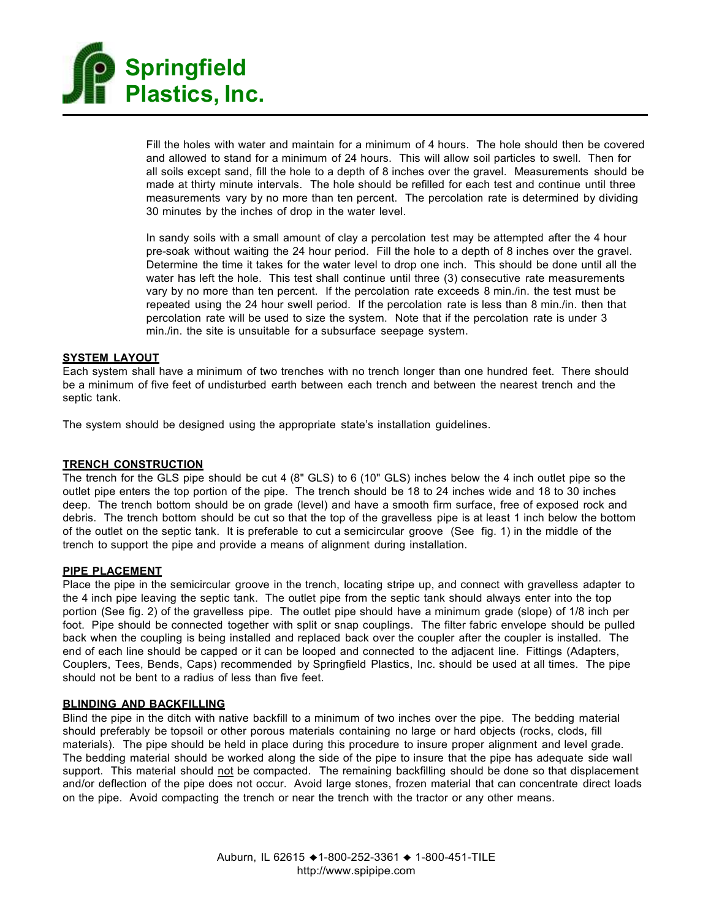Fill the holes with water and maintain for a minimum of 4 hours. The hole should then be covered and allowed to stand for a minimum of 24 hours. This will allow soil particles to swell. Then for all soils except sand, fill the hole to a depth of 8 inches over the gravel. Measurements should be made at thirty minute intervals. The hole should be refilled for each test and continue until three measurements vary by no more than ten percent. The percolation rate is determined by dividing 30 minutes by the inches of drop in the water level.

In sandy soils with a small amount of clay a percolation test may be attempted after the 4 hour pre-soak without waiting the 24 hour period. Fill the hole to a depth of 8 inches over the gravel. Determine the time it takes for the water level to drop one inch. This should be done until all the water has left the hole. This test shall continue until three (3) consecutive rate measurements vary by no more than ten percent. If the percolation rate exceeds 8 min./in. the test must be repeated using the 24 hour swell period. If the percolation rate is less than 8 min./in. then that percolation rate will be used to size the system. Note that if the percolation rate is under 3 min./in. the site is unsuitable for a subsurface seepage system.

## SYSTEM LAYOUT

Each system shall have a minimum of two trenches with no trench longer than one hundred feet. There should be a minimum of five feet of undisturbed earth between each trench and between the nearest trench and the septic tank.

The system should be designed using the appropriate state's installation guidelines.

## TRENCH CONSTRUCTION

The trench for the GLS pipe should be cut 4 (8" GLS) to 6 (10" GLS) inches below the 4 inch outlet pipe so the outlet pipe enters the top portion of the pipe. The trench should be 18 to 24 inches wide and 18 to 30 inches deep. The trench bottom should be on grade (level) and have a smooth firm surface, free of exposed rock and debris. The trench bottom should be cut so that the top of the gravelless pipe is at least 1 inch below the bottom of the outlet on the septic tank. It is preferable to cut a semicircular groove (See fig. 1) in the middle of the trench to support the pipe and provide a means of alignment during installation.

## PIPE PLACEMENT

Place the pipe in the semicircular groove in the trench, locating stripe up, and connect with gravelless adapter to the 4 inch pipe leaving the septic tank. The outlet pipe from the septic tank should always enter into the top portion (See fig. 2) of the gravelless pipe. The outlet pipe should have a minimum grade (slope) of 1/8 inch per foot. Pipe should be connected together with split or snap couplings. The filter fabric envelope should be pulled back when the coupling is being installed and replaced back over the coupler after the coupler is installed. The end of each line should be capped or it can be looped and connected to the adjacent line. Fittings (Adapters, Couplers, Tees, Bends, Caps) recommended by Springfield Plastics, Inc. should be used at all times. The pipe should not be bent to a radius of less than five feet.

## BLINDING AND BACKFILLING

Blind the pipe in the ditch with native backfill to a minimum of two inches over the pipe. The bedding material should preferably be topsoil or other porous materials containing no large or hard objects (rocks, clods, fill materials). The pipe should be held in place during this procedure to insure proper alignment and level grade. The bedding material should be worked along the side of the pipe to insure that the pipe has adequate side wall support. This material should not be compacted. The remaining backfilling should be done so that displacement and/or deflection of the pipe does not occur. Avoid large stones, frozen material that can concentrate direct loads on the pipe. Avoid compacting the trench or near the trench with the tractor or any other means.